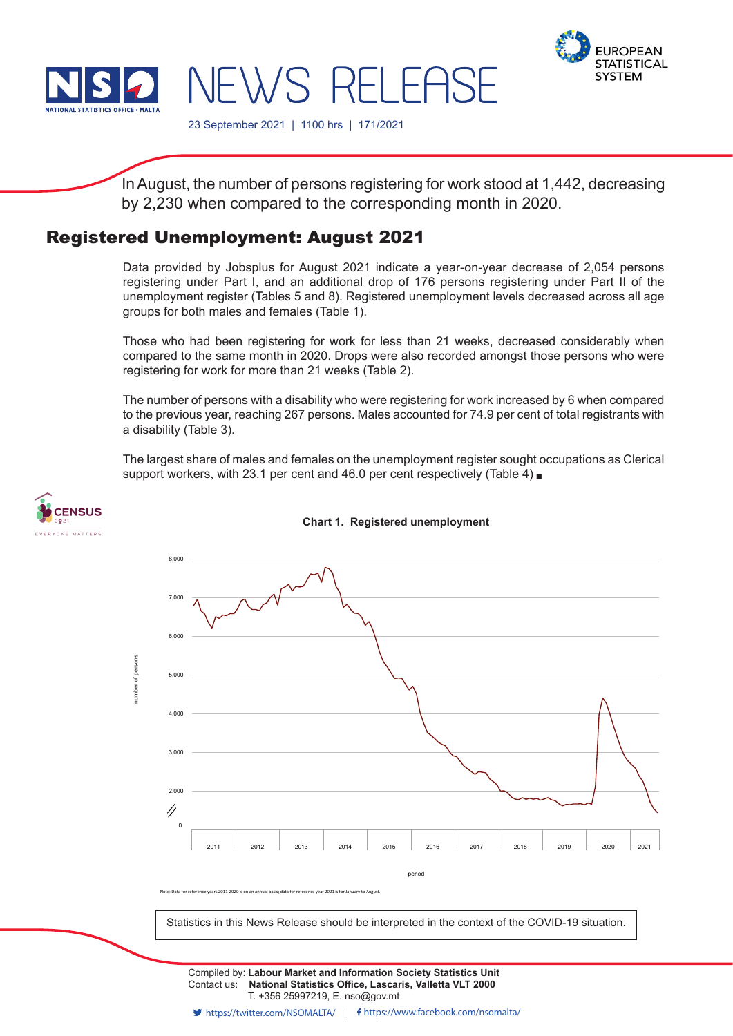NEWS RELEASE

23 September 2021 | 1100 hrs | 171/2021

In August, the number of persons registering for work stood at 1,442, decreasing by 2,230 when compared to the corresponding month in 2020.

## Registered Unemployment: August 2021

Data provided by Jobsplus for August 2021 indicate a year-on-year decrease of 2,054 persons registering under Part I, and an additional drop of 176 persons registering under Part II of the unemployment register (Tables 5 and 8). Registered unemployment levels decreased across all age groups for both males and females (Table 1).

Those who had been registering for work for less than 21 weeks, decreased considerably when compared to the same month in 2020. Drops were also recorded amongst those persons who were registering for work for more than 21 weeks (Table 2).

The number of persons with a disability who were registering for work increased by 6 when compared to the previous year, reaching 267 persons. Males accounted for 74.9 per cent of total registrants with a disability (Table 3).

The largest share of males and females on the unemployment register sought occupations as Clerical support workers, with 23.1 per cent and 46.0 per cent respectively (Table 4) ■

**Chart 1. Registered unemployment**

8,000
7,000
6,000
5,000
4,000
3,000
2,000
0

number of persons

2011 2012 2013 2014 2015 2016 2017 2018 2019 2020 2021

period

Note: Data for reference years 2011-2020 is on an annual basis; data for reference year 2021 is for January to August.

Statistics in this News Release should be interpreted in the context of the COVID-19 situation.

Compiled by: **Labour Market and Information Society Statistics Unit**
Contact us: **National Statistics Office, Lascaris, Valletta VLT 2000**
T. +356 25997219, E. nso@gov.mt

https://twitter.com/NSOMALTA/ | https://www.facebook.com/nsomalta/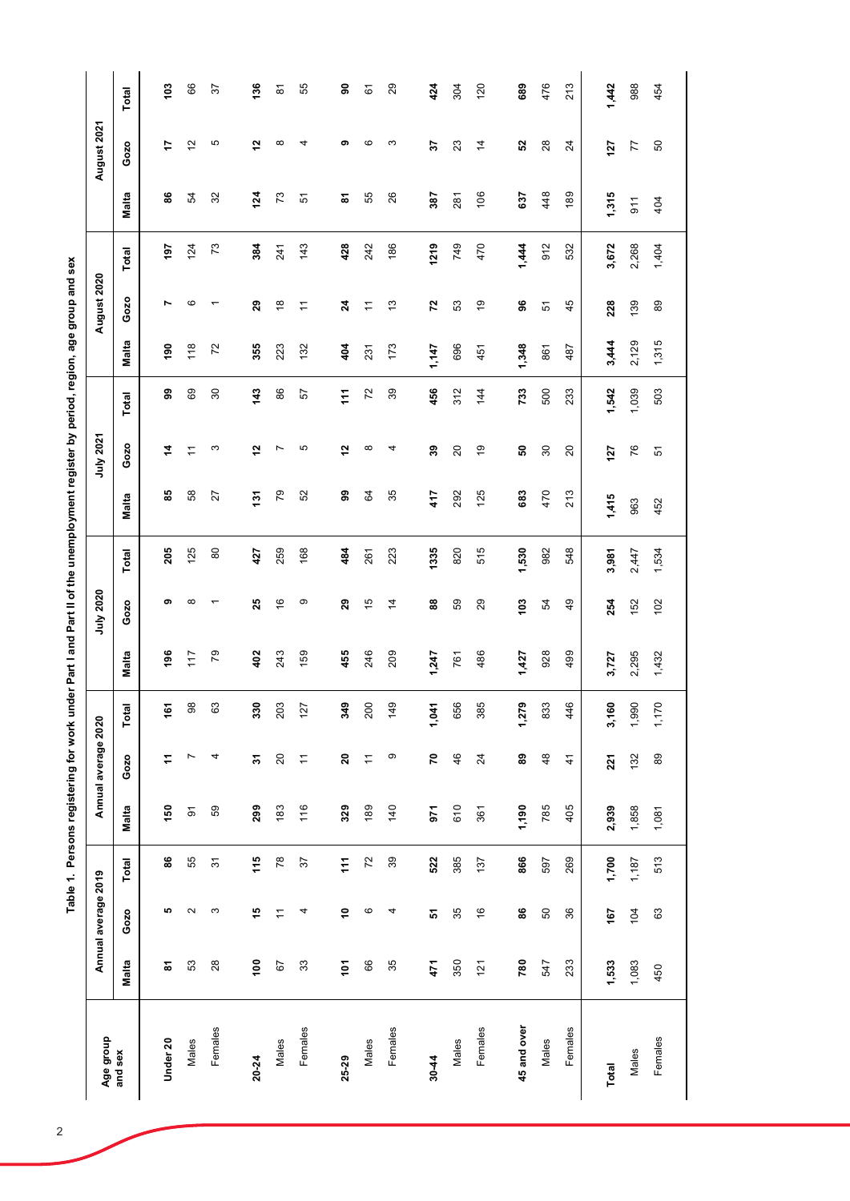**Table 1. Persons registering for work under Part I and Part II of the unemployment register by period, region, age group and sex**

| Age group and sex | Annual average 2019 | | | Annual average 2020 | | | July 2020 | | | July 2021 | | | August 2020 | | | August 2021 | | |
|---|---|---|---|---|---|---|---|---|---|---|---|---|---|---|---|---|---|---|
| | Malta | Gozo | Total | Malta | Gozo | Total | Malta | Gozo | Total | Malta | Gozo | Total | Malta | Gozo | Total | Malta | Gozo | Total |
| **Under 20** | **81** | **5** | **86** | **150** | **11** | **161** | **196** | **9** | **205** | **85** | **14** | **99** | **190** | **7** | **197** | **86** | **17** | **103** |
| Males | 53 | 2 | 55 | 91 | 7 | 98 | 117 | 8 | 125 | 58 | 11 | 69 | 118 | 6 | 124 | 54 | 12 | 66 |
| Females | 28 | 3 | 31 | 59 | 4 | 63 | 79 | 1 | 80 | 27 | 3 | 30 | 72 | 1 | 73 | 32 | 5 | 37 |
| **20-24** | **100** | **15** | **115** | **299** | **31** | **330** | **402** | **25** | **427** | **131** | **12** | **143** | **355** | **29** | **384** | **124** | **12** | **136** |
| Males | 67 | 11 | 78 | 183 | 20 | 203 | 243 | 16 | 259 | 79 | 7 | 86 | 223 | 18 | 241 | 73 | 8 | 81 |
| Females | 33 | 4 | 37 | 116 | 11 | 127 | 159 | 9 | 168 | 52 | 5 | 57 | 132 | 11 | 143 | 51 | 4 | 55 |
| **25-29** | **101** | **10** | **111** | **329** | **20** | **349** | **455** | **29** | **484** | **99** | **12** | **111** | **404** | **24** | **428** | **81** | **9** | **90** |
| Males | 66 | 6 | 72 | 189 | 11 | 200 | 246 | 15 | 261 | 64 | 8 | 72 | 231 | 11 | 242 | 55 | 6 | 61 |
| Females | 35 | 4 | 39 | 140 | 9 | 149 | 209 | 14 | 223 | 35 | 4 | 39 | 173 | 13 | 186 | 26 | 3 | 29 |
| **30-44** | **471** | **51** | **522** | **971** | **70** | **1,041** | **1,247** | **88** | **1335** | **417** | **39** | **456** | **1,147** | **72** | **1219** | **387** | **37** | **424** |
| Males | 350 | 35 | 385 | 610 | 46 | 656 | 761 | 59 | 820 | 292 | 20 | 312 | 696 | 53 | 749 | 281 | 23 | 304 |
| Females | 121 | 16 | 137 | 361 | 24 | 385 | 486 | 29 | 515 | 125 | 19 | 144 | 451 | 19 | 470 | 106 | 14 | 120 |
| **45 and over** | **780** | **86** | **866** | **1,190** | **89** | **1,279** | **1,427** | **103** | **1,530** | **683** | **50** | **733** | **1,348** | **96** | **1,444** | **637** | **52** | **689** |
| Males | 547 | 50 | 597 | 785 | 48 | 833 | 928 | 54 | 982 | 470 | 30 | 500 | 861 | 51 | 912 | 448 | 28 | 476 |
| Females | 233 | 36 | 269 | 405 | 41 | 446 | 499 | 49 | 548 | 213 | 20 | 233 | 487 | 45 | 532 | 189 | 24 | 213 |
| **Total** | **1,533** | **167** | **1,700** | **2,939** | **221** | **3,160** | **3,727** | **254** | **3,981** | **1,415** | **127** | **1,542** | **3,444** | **228** | **3,672** | **1,315** | **127** | **1,442** |
| Males | 1,083 | 104 | 1,187 | 1,858 | 132 | 1,990 | 2,295 | 152 | 2,447 | 963 | 76 | 1,039 | 2,129 | 139 | 2,268 | 911 | 77 | 988 |
| Females | 450 | 63 | 513 | 1,081 | 89 | 1,170 | 1,432 | 102 | 1,534 | 452 | 51 | 503 | 1,315 | 89 | 1,404 | 404 | 50 | 454 |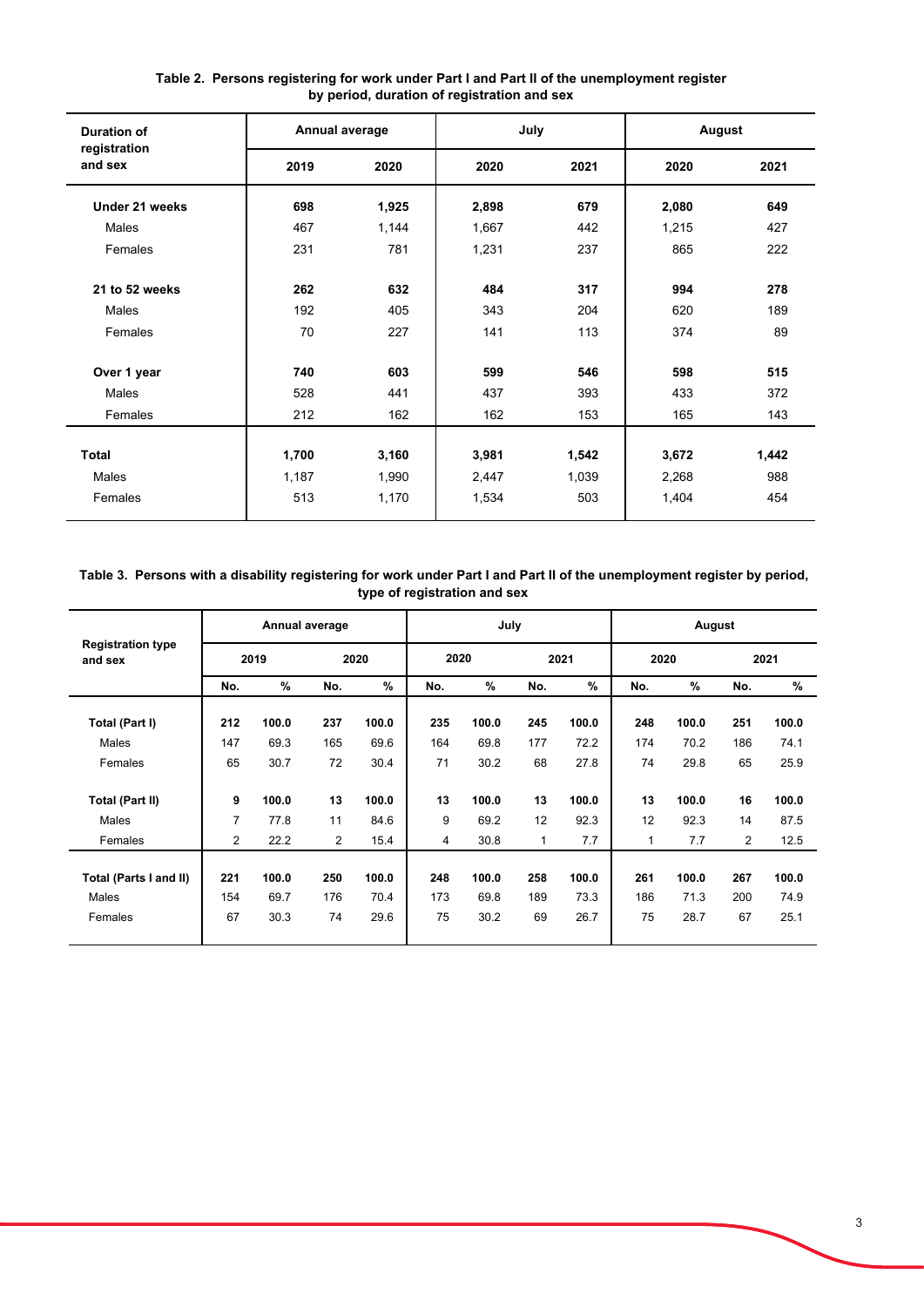**Table 2. Persons registering for work under Part I and Part II of the unemployment register by period, duration of registration and sex**

| Duration of registration and sex | Annual average | | July | | August | |
|---|---|---|---|---|---|---|
| | 2019 | 2020 | 2020 | 2021 | 2020 | 2021 |
| **Under 21 weeks** | **698** | **1,925** | **2,898** | **679** | **2,080** | **649** |
| Males | 467 | 1,144 | 1,667 | 442 | 1,215 | 427 |
| Females | 231 | 781 | 1,231 | 237 | 865 | 222 |
| **21 to 52 weeks** | **262** | **632** | **484** | **317** | **994** | **278** |
| Males | 192 | 405 | 343 | 204 | 620 | 189 |
| Females | 70 | 227 | 141 | 113 | 374 | 89 |
| **Over 1 year** | **740** | **603** | **599** | **546** | **598** | **515** |
| Males | 528 | 441 | 437 | 393 | 433 | 372 |
| Females | 212 | 162 | 162 | 153 | 165 | 143 |
| **Total** | **1,700** | **3,160** | **3,981** | **1,542** | **3,672** | **1,442** |
| Males | 1,187 | 1,990 | 2,447 | 1,039 | 2,268 | 988 |
| Females | 513 | 1,170 | 1,534 | 503 | 1,404 | 454 |

**Table 3. Persons with a disability registering for work under Part I and Part II of the unemployment register by period, type of registration and sex**

| Registration type and sex | Annual average | | | | July | | | | August | | | |
|---|---|---|---|---|---|---|---|---|---|---|---|---|
| | 2019 | | 2020 | | 2020 | | 2021 | | 2020 | | 2021 | |
| | No. | % | No. | % | No. | % | No. | % | No. | % | No. | % |
| **Total (Part I)** | **212** | **100.0** | **237** | **100.0** | **235** | **100.0** | **245** | **100.0** | **248** | **100.0** | **251** | **100.0** |
| Males | 147 | 69.3 | 165 | 69.6 | 164 | 69.8 | 177 | 72.2 | 174 | 70.2 | 186 | 74.1 |
| Females | 65 | 30.7 | 72 | 30.4 | 71 | 30.2 | 68 | 27.8 | 74 | 29.8 | 65 | 25.9 |
| **Total (Part II)** | **9** | **100.0** | **13** | **100.0** | **13** | **100.0** | **13** | **100.0** | **13** | **100.0** | **16** | **100.0** |
| Males | 7 | 77.8 | 11 | 84.6 | 9 | 69.2 | 12 | 92.3 | 12 | 92.3 | 14 | 87.5 |
| Females | 2 | 22.2 | 2 | 15.4 | 4 | 30.8 | 1 | 7.7 | 1 | 7.7 | 2 | 12.5 |
| **Total (Parts I and II)** | **221** | **100.0** | **250** | **100.0** | **248** | **100.0** | **258** | **100.0** | **261** | **100.0** | **267** | **100.0** |
| Males | 154 | 69.7 | 176 | 70.4 | 173 | 69.8 | 189 | 73.3 | 186 | 71.3 | 200 | 74.9 |
| Females | 67 | 30.3 | 74 | 29.6 | 75 | 30.2 | 69 | 26.7 | 75 | 28.7 | 67 | 25.1 |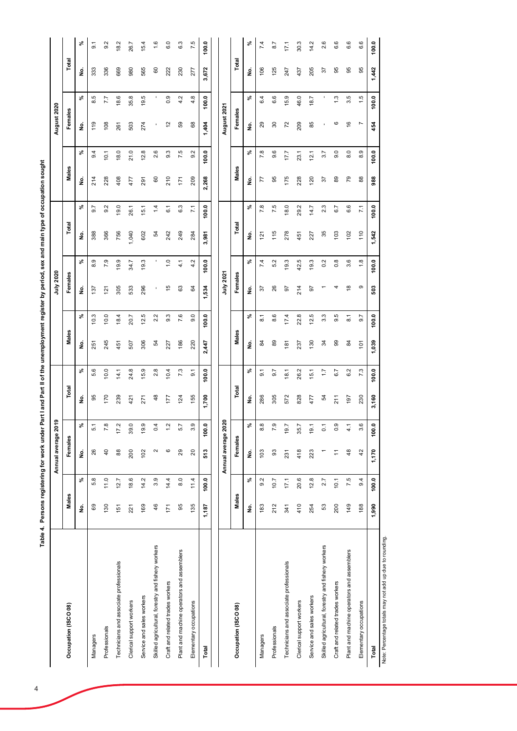**Table 4. Persons registering for work under Part I and Part II of the unemployment register by period, sex and main type of occupation sought**

| Occupation (ISCO 08) | Annual average 2019 | | | | | | July 2020 | | | | | | August 2020 | | | | | |
|---|---|---|---|---|---|---|---|---|---|---|---|---|---|---|---|---|---|---|
| | Males | | Females | | Total | | Males | | Females | | Total | | Males | | Females | | Total | |
| | No. | % | No. | % | No. | % | No. | % | No. | % | No. | % | No. | % | No. | % | No. | % |
| Managers | 69 | 5.8 | 26 | 5.1 | 95 | 5.6 | 251 | 10.3 | 137 | 8.9 | 388 | 9.7 | 214 | 9.4 | 119 | 8.5 | 333 | 9.1 |
| Professionals | 130 | 11.0 | 40 | 7.8 | 170 | 10.0 | 245 | 10.0 | 121 | 7.9 | 366 | 9.2 | 228 | 10.1 | 108 | 7.7 | 336 | 9.2 |
| Technicians and associate professionals | 151 | 12.7 | 88 | 17.2 | 239 | 14.1 | 451 | 18.4 | 305 | 19.9 | 756 | 19.0 | 408 | 18.0 | 261 | 18.6 | 669 | 18.2 |
| Clerical support workers | 221 | 18.6 | 200 | 39.0 | 421 | 24.8 | 507 | 20.7 | 533 | 34.7 | 1,040 | 26.1 | 477 | 21.0 | 503 | 35.8 | 980 | 26.7 |
| Service and sales workers | 169 | 14.2 | 102 | 19.9 | 271 | 15.9 | 306 | 12.5 | 296 | 19.3 | 602 | 15.1 | 291 | 12.8 | 274 | 19.5 | 565 | 15.4 |
| Skilled agricultural, forestry and fishery workers | 46 | 3.9 | 2 | 0.4 | 48 | 2.8 | 54 | 2.2 | - | - | 54 | 1.4 | 60 | 2.6 | - | - | 60 | 1.6 |
| Craft and related trades workers | 171 | 14.4 | 6 | 1.2 | 177 | 10.4 | 227 | 9.3 | 15 | 1.0 | 242 | 6.1 | 210 | 9.3 | 12 | 0.9 | 222 | 6.0 |
| Plant and machine operators and assemblers | 95 | 8.0 | 29 | 5.7 | 124 | 7.3 | 186 | 7.6 | 63 | 4.1 | 249 | 6.3 | 171 | 7.5 | 59 | 4.2 | 230 | 6.3 |
| Elementary occupations | 135 | 11.4 | 20 | 3.9 | 155 | 9.1 | 220 | 9.0 | 64 | 4.2 | 284 | 7.1 | 209 | 9.2 | 68 | 4.8 | 277 | 7.5 |
| **Total** | **1,187** | **100.0** | **513** | **100.0** | **1,700** | **100.0** | **2,447** | **100.0** | **1,534** | **100.0** | **3,981** | **100.0** | **2,268** | **100.0** | **1,404** | **100.0** | **3,672** | **100.0** |

| Occupation (ISCO 08) | Annual average 2020 | | | | | | July 2021 | | | | | | August 2021 | | | | | |
|---|---|---|---|---|---|---|---|---|---|---|---|---|---|---|---|---|---|---|
| | Males | | Females | | Total | | Males | | Females | | Total | | Males | | Females | | Total | |
| | No. | % | No. | % | No. | % | No. | % | No. | % | No. | % | No. | % | No. | % | No. | % |
| Managers | 183 | 9.2 | 103 | 8.8 | 286 | 9.1 | 84 | 8.1 | 37 | 7.4 | 121 | 7.8 | 77 | 7.8 | 29 | 6.4 | 106 | 7.4 |
| Professionals | 212 | 10.7 | 93 | 7.9 | 305 | 9.7 | 89 | 8.6 | 26 | 5.2 | 115 | 7.5 | 95 | 9.6 | 30 | 6.6 | 125 | 8.7 |
| Technicians and associate professionals | 341 | 17.1 | 231 | 19.7 | 572 | 18.1 | 181 | 17.4 | 97 | 19.3 | 278 | 18.0 | 175 | 17.7 | 72 | 15.9 | 247 | 17.1 |
| Clerical support workers | 410 | 20.6 | 418 | 35.7 | 828 | 26.2 | 237 | 22.8 | 214 | 42.5 | 451 | 29.2 | 228 | 23.1 | 209 | 46.0 | 437 | 30.3 |
| Service and sales workers | 254 | 12.8 | 223 | 19.1 | 477 | 15.1 | 130 | 12.5 | 97 | 19.3 | 227 | 14.7 | 120 | 12.1 | 85 | 18.7 | 205 | 14.2 |
| Skilled agricultural, forestry and fishery workers | 53 | 2.7 | 1 | 0.1 | 54 | 1.7 | 34 | 3.3 | 1 | 0.2 | 35 | 2.3 | 37 | 3.7 | - | - | 37 | 2.6 |
| Craft and related trades workers | 200 | 10.1 | 11 | 0.9 | 211 | 6.7 | 99 | 9.5 | 4 | 0.8 | 103 | 6.7 | 89 | 9.0 | 6 | 1.3 | 95 | 6.6 |
| Plant and machine operators and assemblers | 149 | 7.5 | 48 | 4.1 | 197 | 6.2 | 84 | 8.1 | 18 | 3.6 | 102 | 6.6 | 79 | 8.0 | 16 | 3.5 | 95 | 6.6 |
| Elementary occupations | 188 | 9.4 | 42 | 3.6 | 230 | 7.3 | 101 | 9.7 | 9 | 1.8 | 110 | 7.1 | 88 | 8.9 | 7 | 1.5 | 95 | 6.6 |
| **Total** | **1,990** | **100.0** | **1,170** | **100.0** | **3,160** | **100.0** | **1,039** | **100.0** | **503** | **100.0** | **1,542** | **100.0** | **988** | **100.0** | **454** | **100.0** | **1,442** | **100.0** |

Note: Percentage totals may not add up due to rounding.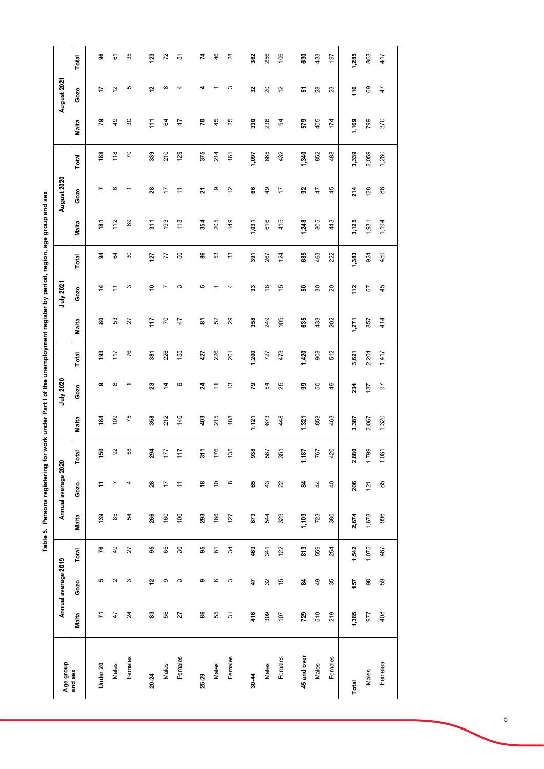**Table 5. Persons registering for work under Part I of the unemployment register by period, region, age group and sex**

| Age group and sex | Annual average 2019 | | | Annual average 2020 | | | July 2020 | | | July 2021 | | | August 2020 | | | August 2021 | | |
|---|---|---|---|---|---|---|---|---|---|---|---|---|---|---|---|---|---|---|
| | Malta | Gozo | Total | Malta | Gozo | Total | Malta | Gozo | Total | Malta | Gozo | Total | Malta | Gozo | Total | Malta | Gozo | Total |
| **Under 20** | **71** | **5** | **76** | **139** | **11** | **150** | **184** | **9** | **193** | **80** | **14** | **94** | **181** | **7** | **188** | **79** | **17** | **96** |
| Males | 47 | 2 | 49 | 85 | 7 | 92 | 109 | 8 | 117 | 53 | 11 | 64 | 112 | 6 | 118 | 49 | 12 | 61 |
| Females | 24 | 3 | 27 | 54 | 4 | 58 | 75 | 1 | 76 | 27 | 3 | 30 | 69 | 1 | 70 | 30 | 5 | 35 |
| **20-24** | **83** | **12** | **95** | **266** | **28** | **294** | **358** | **23** | **381** | **117** | **10** | **127** | **311** | **28** | **339** | **111** | **12** | **123** |
| Males | 56 | 9 | 65 | 160 | 17 | 177 | 212 | 14 | 226 | 70 | 7 | 77 | 193 | 17 | 210 | 64 | 8 | 72 |
| Females | 27 | 3 | 30 | 106 | 11 | 117 | 146 | 9 | 155 | 47 | 3 | 50 | 118 | 11 | 129 | 47 | 4 | 51 |
| **25-29** | **86** | **9** | **95** | **293** | **18** | **311** | **403** | **24** | **427** | **81** | **5** | **86** | **354** | **21** | **375** | **70** | **4** | **74** |
| Males | 55 | 6 | 61 | 166 | 10 | 176 | 215 | 11 | 226 | 52 | 1 | 53 | 205 | 9 | 214 | 45 | 1 | 46 |
| Females | 31 | 3 | 34 | 127 | 8 | 135 | 188 | 13 | 201 | 29 | 4 | 33 | 149 | 12 | 161 | 25 | 3 | 28 |
| **30-44** | **416** | **47** | **463** | **873** | **65** | **938** | **1,121** | **79** | **1,200** | **358** | **33** | **391** | **1,031** | **66** | **1,097** | **330** | **32** | **362** |
| Males | 309 | 32 | 341 | 544 | 43 | 587 | 673 | 54 | 727 | 249 | 18 | 267 | 616 | 49 | 665 | 236 | 20 | 256 |
| Females | 107 | 15 | 122 | 329 | 22 | 351 | 448 | 25 | 473 | 109 | 15 | 124 | 415 | 17 | 432 | 94 | 12 | 106 |
| **45 and over** | **729** | **84** | **813** | **1,103** | **84** | **1,187** | **1,321** | **99** | **1,420** | **635** | **50** | **685** | **1,248** | **92** | **1,340** | **579** | **51** | **630** |
| Males | 510 | 49 | 559 | 723 | 44 | 767 | 858 | 50 | 908 | 433 | 30 | 463 | 805 | 47 | 852 | 405 | 28 | 433 |
| Females | 219 | 35 | 254 | 380 | 40 | 420 | 463 | 49 | 512 | 202 | 20 | 222 | 443 | 45 | 488 | 174 | 23 | 197 |
| **Total** | **1,385** | **157** | **1,542** | **2,674** | **206** | **2,880** | **3,387** | **234** | **3,621** | **1,271** | **112** | **1,383** | **3,125** | **214** | **3,339** | **1,169** | **116** | **1,285** |
| Males | 977 | 98 | 1,075 | 1,678 | 121 | 1,799 | 2,067 | 137 | 2,204 | 857 | 67 | 924 | 1,931 | 128 | 2,059 | 799 | 69 | 868 |
| Females | 408 | 59 | 467 | 996 | 85 | 1,081 | 1,320 | 97 | 1,417 | 414 | 45 | 459 | 1,194 | 86 | 1,280 | 370 | 47 | 417 |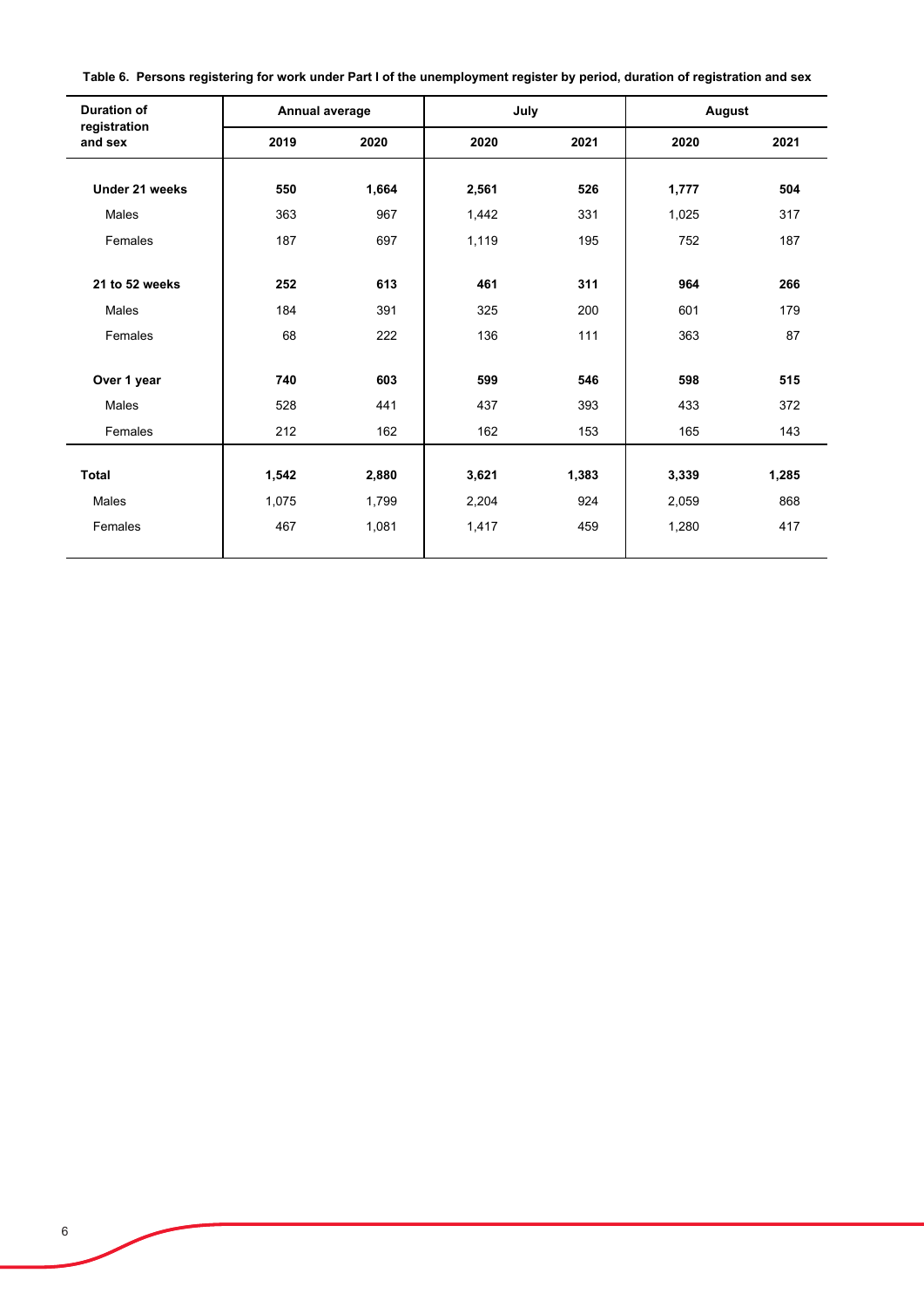**Table 6. Persons registering for work under Part I of the unemployment register by period, duration of registration and sex**

| Duration of registration and sex | Annual average | | July | | August | |
|---|---|---|---|---|---|---|
| | 2019 | 2020 | 2020 | 2021 | 2020 | 2021 |
| **Under 21 weeks** | **550** | **1,664** | **2,561** | **526** | **1,777** | **504** |
| Males | 363 | 967 | 1,442 | 331 | 1,025 | 317 |
| Females | 187 | 697 | 1,119 | 195 | 752 | 187 |
| **21 to 52 weeks** | **252** | **613** | **461** | **311** | **964** | **266** |
| Males | 184 | 391 | 325 | 200 | 601 | 179 |
| Females | 68 | 222 | 136 | 111 | 363 | 87 |
| **Over 1 year** | **740** | **603** | **599** | **546** | **598** | **515** |
| Males | 528 | 441 | 437 | 393 | 433 | 372 |
| Females | 212 | 162 | 162 | 153 | 165 | 143 |
| **Total** | **1,542** | **2,880** | **3,621** | **1,383** | **3,339** | **1,285** |
| Males | 1,075 | 1,799 | 2,204 | 924 | 2,059 | 868 |
| Females | 467 | 1,081 | 1,417 | 459 | 1,280 | 417 |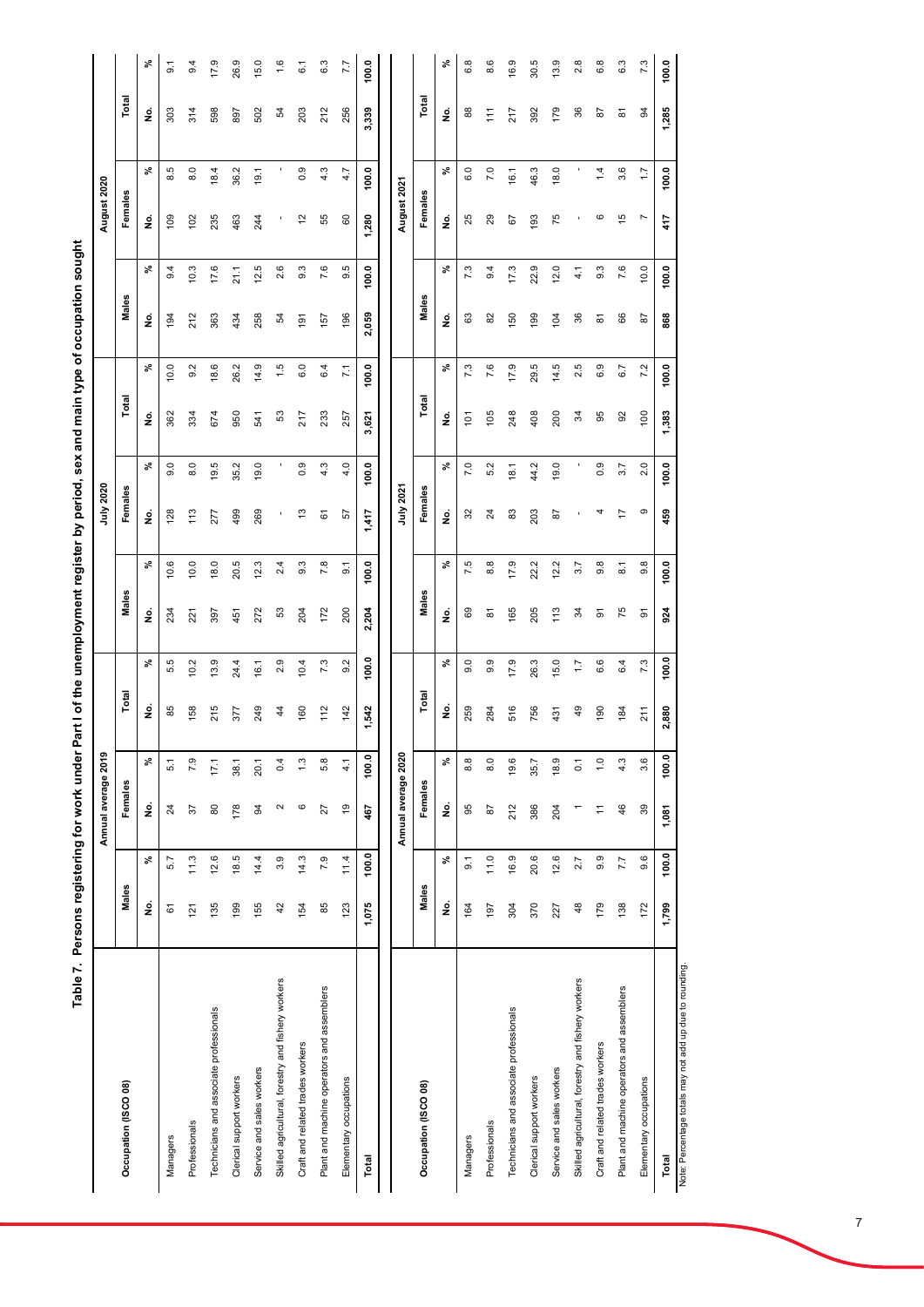# Table 7. Persons registering for work under Part I of the unemployment register by period, sex and main type of occupation sought

| Occupation (ISCO 08) | Annual average 2019 | | | | | | July 2020 | | | | | | August 2020 | | | | | |
|---|---|---|---|---|---|---|---|---|---|---|---|---|---|---|---|---|---|---|
| | Males | | Females | | Total | | Males | | Females | | Total | | Males | | Females | | Total | |
| | №. | % | №. | % | №. | % | №. | % | №. | % | №. | % | №. | % | №. | % | №. | % |
| Managers | 61 | 5.7 | 24 | 5.1 | 85 | 5.5 | 234 | 10.6 | 128 | 9.0 | 362 | 10.0 | 194 | 9.4 | 109 | 8.5 | 303 | 9.1 |
| Professionals | 121 | 11.3 | 37 | 7.9 | 158 | 10.2 | 221 | 10.0 | 113 | 8.0 | 334 | 9.2 | 212 | 10.3 | 102 | 8.0 | 314 | 9.4 |
| Technicians and associate professionals | 135 | 12.6 | 80 | 17.1 | 215 | 13.9 | 397 | 18.0 | 277 | 19.5 | 674 | 18.6 | 363 | 17.6 | 235 | 18.4 | 598 | 17.9 |
| Clerical support workers | 199 | 18.5 | 178 | 38.1 | 377 | 24.4 | 451 | 20.5 | 499 | 35.2 | 950 | 26.2 | 434 | 21.1 | 463 | 36.2 | 897 | 26.9 |
| Service and sales workers | 155 | 14.4 | 94 | 20.1 | 249 | 16.1 | 272 | 12.3 | 269 | 19.0 | 541 | 14.9 | 258 | 12.5 | 244 | 19.1 | 502 | 15.0 |
| Skilled agricultural, forestry and fishery workers | 42 | 3.9 | 2 | 0.4 | 44 | 2.9 | 53 | 2.4 | - | - | 53 | 1.5 | 54 | 2.6 | - | - | 54 | 1.6 |
| Craft and related trades workers | 154 | 14.3 | 6 | 1.3 | 160 | 10.4 | 204 | 9.3 | 13 | 0.9 | 217 | 6.0 | 191 | 9.3 | 12 | 0.9 | 203 | 6.1 |
| Plant and machine operators and assemblers | 85 | 7.9 | 27 | 5.8 | 112 | 7.3 | 172 | 7.8 | 61 | 4.3 | 233 | 6.4 | 157 | 7.6 | 55 | 4.3 | 212 | 6.3 |
| Elementary occupations | 123 | 11.4 | 19 | 4.1 | 142 | 9.2 | 200 | 9.1 | 57 | 4.0 | 257 | 7.1 | 196 | 9.5 | 60 | 4.7 | 256 | 7.7 |
| **Total** | **1,075** | **100.0** | **467** | **100.0** | **1,542** | **100.0** | **2,204** | **100.0** | **1,417** | **100.0** | **3,621** | **100.0** | **2,059** | **100.0** | **1,280** | **100.0** | **3,339** | **100.0** |

| Occupation (ISCO 08) | Annual average 2020 | | | | | | July 2021 | | | | | | August 2021 | | | | | |
|---|---|---|---|---|---|---|---|---|---|---|---|---|---|---|---|---|---|---|
| | Males | | Females | | Total | | Males | | Females | | Total | | Males | | Females | | Total | |
| | №. | % | №. | % | №. | % | №. | % | №. | % | №. | % | №. | % | №. | % | №. | % |
| Managers | 164 | 9.1 | 95 | 8.8 | 259 | 9.0 | 69 | 7.5 | 32 | 7.0 | 101 | 7.3 | 63 | 7.3 | 25 | 6.0 | 88 | 6.8 |
| Professionals | 197 | 11.0 | 87 | 8.0 | 284 | 9.9 | 81 | 8.8 | 24 | 5.2 | 105 | 7.6 | 82 | 9.4 | 29 | 7.0 | 111 | 8.6 |
| Technicians and associate professionals | 304 | 16.9 | 212 | 19.6 | 516 | 17.9 | 165 | 17.9 | 83 | 18.1 | 248 | 17.9 | 150 | 17.3 | 67 | 16.1 | 217 | 16.9 |
| Clerical support workers | 370 | 20.6 | 386 | 35.7 | 756 | 26.3 | 205 | 22.2 | 203 | 44.2 | 408 | 29.5 | 199 | 22.9 | 193 | 46.3 | 392 | 30.5 |
| Service and sales workers | 227 | 12.6 | 204 | 18.9 | 431 | 15.0 | 113 | 12.2 | 87 | 19.0 | 200 | 14.5 | 104 | 12.0 | 75 | 18.0 | 179 | 13.9 |
| Skilled agricultural, forestry and fishery workers | 48 | 2.7 | 1 | 0.1 | 49 | 1.7 | 34 | 3.7 | - | - | 34 | 2.5 | 36 | 4.1 | - | - | 36 | 2.8 |
| Craft and related trades workers | 179 | 9.9 | 11 | 1.0 | 190 | 6.6 | 91 | 9.8 | 4 | 0.9 | 95 | 6.9 | 81 | 9.3 | 6 | 1.4 | 87 | 6.8 |
| Plant and machine operators and assemblers | 138 | 7.7 | 46 | 4.3 | 184 | 6.4 | 75 | 8.1 | 17 | 3.7 | 92 | 6.7 | 66 | 7.6 | 15 | 3.6 | 81 | 6.3 |
| Elementary occupations | 172 | 9.6 | 39 | 3.6 | 211 | 7.3 | 91 | 9.8 | 9 | 2.0 | 100 | 7.2 | 87 | 10.0 | 7 | 1.7 | 94 | 7.3 |
| **Total** | **1,799** | **100.0** | **1,081** | **100.0** | **2,880** | **100.0** | **924** | **100.0** | **459** | **100.0** | **1,383** | **100.0** | **868** | **100.0** | **417** | **100.0** | **1,285** | **100.0** |

Note: Percentage totals may not add up due to rounding.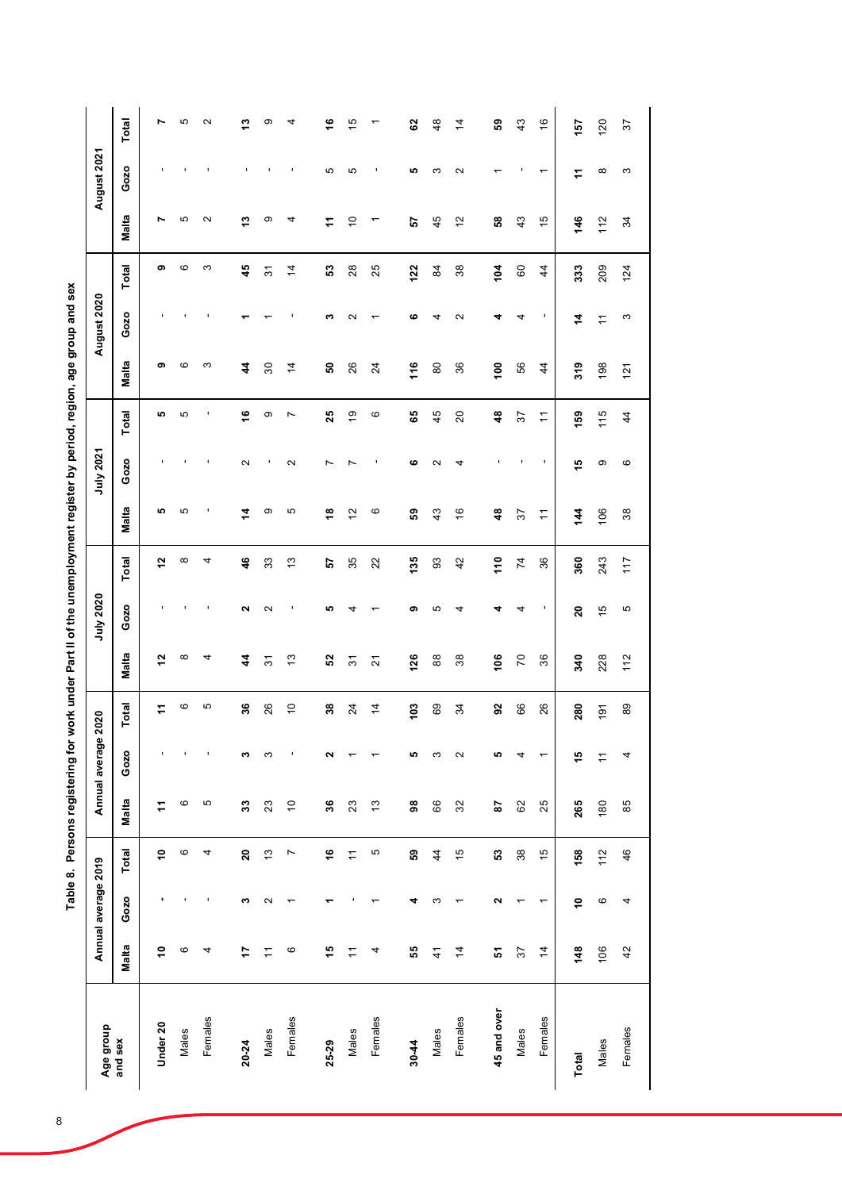### Table 8. Persons registering for work under Part II of the unemployment register by period, region, age group and sex

| Age group and sex | Annual average 2019 | | | Annual average 2020 | | | July 2020 | | | July 2021 | | | August 2020 | | | August 2021 | | |
|---|---|---|---|---|---|---|---|---|---|---|---|---|---|---|---|---|---|---|
| | Malta | Gozo | Total | Malta | Gozo | Total | Malta | Gozo | Total | Malta | Gozo | Total | Malta | Gozo | Total | Malta | Gozo | Total |
| **Under 20** | **10** | **-** | **10** | **11** | **-** | **11** | **12** | **-** | **12** | **5** | **-** | **5** | **9** | **-** | **9** | **7** | **-** | **7** |
| Males | 6 | - | 6 | 6 | - | 6 | 8 | - | 8 | 5 | - | 5 | 6 | - | 6 | 5 | - | 5 |
| Females | 4 | - | 4 | 5 | - | 5 | 4 | - | 4 | - | - | - | 3 | - | 3 | 2 | - | 2 |
| **20-24** | **17** | **3** | **20** | **33** | **3** | **36** | **44** | **2** | **46** | **14** | **2** | **16** | **44** | **1** | **45** | **13** | **-** | **13** |
| Males | 11 | 2 | 13 | 23 | 3 | 26 | 31 | 2 | 33 | 9 | - | 9 | 30 | 1 | 31 | 9 | - | 9 |
| Females | 6 | 1 | 7 | 10 | - | 10 | 13 | - | 13 | 5 | 2 | 7 | 14 | - | 14 | 4 | - | 4 |
| **25-29** | **15** | **1** | **16** | **36** | **2** | **38** | **52** | **5** | **57** | **18** | **7** | **25** | **50** | **3** | **53** | **11** | **5** | **16** |
| Males | 11 | - | 11 | 23 | 1 | 24 | 31 | 4 | 35 | 12 | 7 | 19 | 26 | 2 | 28 | 10 | 5 | 15 |
| Females | 4 | 1 | 5 | 13 | 1 | 14 | 21 | 1 | 22 | 6 | - | 6 | 24 | 1 | 25 | 1 | - | 1 |
| **30-44** | **55** | **4** | **59** | **98** | **5** | **103** | **126** | **9** | **135** | **59** | **6** | **65** | **116** | **6** | **122** | **57** | **5** | **62** |
| Males | 41 | 3 | 44 | 66 | 3 | 69 | 88 | 5 | 93 | 43 | 2 | 45 | 80 | 4 | 84 | 45 | 3 | 48 |
| Females | 14 | 1 | 15 | 32 | 2 | 34 | 38 | 4 | 42 | 16 | 4 | 20 | 36 | 2 | 38 | 12 | 2 | 14 |
| **45 and over** | **51** | **2** | **53** | **87** | **5** | **92** | **106** | **4** | **110** | **48** | **-** | **48** | **100** | **4** | **104** | **58** | **1** | **59** |
| Males | 37 | 1 | 38 | 62 | 4 | 66 | 70 | 4 | 74 | 37 | - | 37 | 56 | 4 | 60 | 43 | - | 43 |
| Females | 14 | 1 | 15 | 25 | 1 | 26 | 36 | - | 36 | 11 | - | 11 | 44 | - | 44 | 15 | 1 | 16 |
| **Total** | **148** | **10** | **158** | **265** | **15** | **280** | **340** | **20** | **360** | **144** | **15** | **159** | **319** | **14** | **333** | **146** | **11** | **157** |
| Males | 106 | 6 | 112 | 180 | 11 | 191 | 228 | 15 | 243 | 106 | 9 | 115 | 198 | 11 | 209 | 112 | 8 | 120 |
| Females | 42 | 4 | 46 | 85 | 4 | 89 | 112 | 5 | 117 | 38 | 6 | 44 | 121 | 3 | 124 | 34 | 3 | 37 |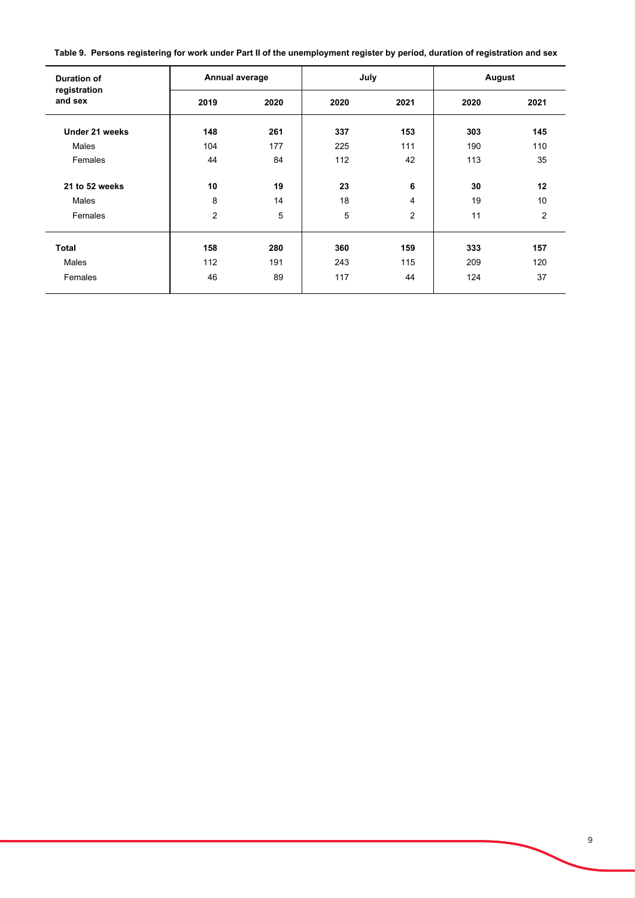**Table 9. Persons registering for work under Part II of the unemployment register by period, duration of registration and sex**

| Duration of registration and sex | Annual average | | July | | August | |
|---|---|---|---|---|---|---|
| | 2019 | 2020 | 2020 | 2021 | 2020 | 2021 |
| **Under 21 weeks** | **148** | **261** | **337** | **153** | **303** | **145** |
| Males | 104 | 177 | 225 | 111 | 190 | 110 |
| Females | 44 | 84 | 112 | 42 | 113 | 35 |
| **21 to 52 weeks** | **10** | **19** | **23** | **6** | **30** | **12** |
| Males | 8 | 14 | 18 | 4 | 19 | 10 |
| Females | 2 | 5 | 5 | 2 | 11 | 2 |
| **Total** | **158** | **280** | **360** | **159** | **333** | **157** |
| Males | 112 | 191 | 243 | 115 | 209 | 120 |
| Females | 46 | 89 | 117 | 44 | 124 | 37 |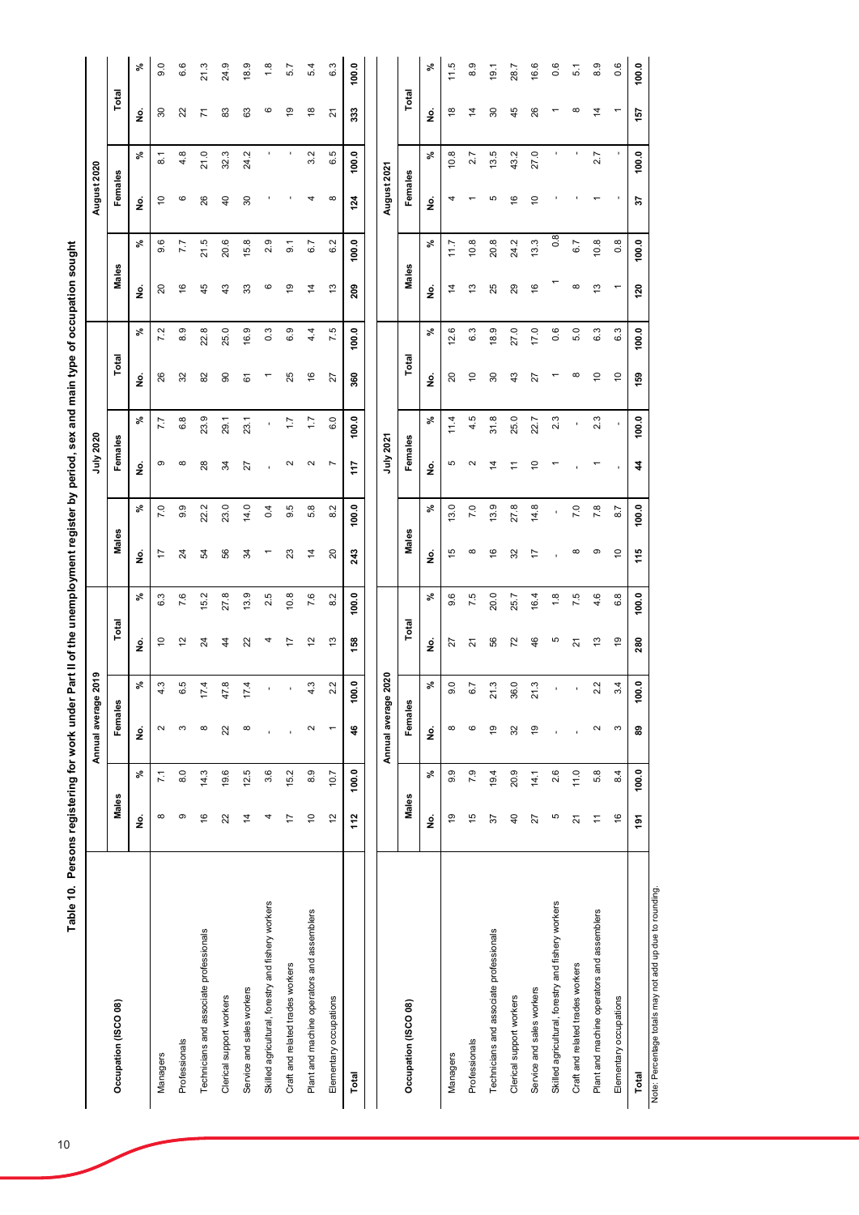# Table 10. Persons registering for work under Part II of the unemployment register by period, sex and main type of occupation sought

| Occupation (ISCO 08) | Annual average 2019 | | | | | | July 2020 | | | | | | August 2020 | | | | | |
|---|---|---|---|---|---|---|---|---|---|---|---|---|---|---|---|---|---|---|
| | Males | | Females | | Total | | Males | | Females | | Total | | Males | | Females | | Total | |
| | No. | % | No. | % | No. | % | No. | % | No. | % | No. | % | No. | % | No. | % | No. | % |
| Managers | 8 | 7.1 | 2 | 4.3 | 10 | 6.3 | 17 | 7.0 | 9 | 7.7 | 26 | 7.2 | 20 | 9.6 | 10 | 8.1 | 30 | 9.0 |
| Professionals | 9 | 8.0 | 3 | 6.5 | 12 | 7.6 | 24 | 9.9 | 8 | 6.8 | 32 | 8.9 | 16 | 7.7 | 6 | 4.8 | 22 | 6.6 |
| Technicians and associate professionals | 16 | 14.3 | 8 | 17.4 | 24 | 15.2 | 54 | 22.2 | 28 | 23.9 | 82 | 22.8 | 45 | 21.5 | 26 | 21.0 | 71 | 21.3 |
| Clerical support workers | 22 | 19.6 | 22 | 47.8 | 44 | 27.8 | 56 | 23.0 | 34 | 29.1 | 90 | 25.0 | 43 | 20.6 | 40 | 32.3 | 83 | 24.9 |
| Service and sales workers | 14 | 12.5 | 8 | 17.4 | 22 | 13.9 | 34 | 14.0 | 27 | 23.1 | 61 | 16.9 | 33 | 15.8 | 30 | 24.2 | 63 | 18.9 |
| Skilled agricultural, forestry and fishery workers | 4 | 3.6 | - | - | 4 | 2.5 | 1 | 0.4 | - | - | 1 | 0.3 | 6 | 2.9 | - | - | 6 | 1.8 |
| Craft and related trades workers | 17 | 15.2 | - | - | 17 | 10.8 | 23 | 9.5 | 2 | 1.7 | 25 | 6.9 | 19 | 9.1 | - | - | 19 | 5.7 |
| Plant and machine operators and assemblers | 10 | 8.9 | 2 | 4.3 | 12 | 7.6 | 14 | 5.8 | 2 | 1.7 | 16 | 4.4 | 14 | 6.7 | 4 | 3.2 | 18 | 5.4 |
| Elementary occupations | 12 | 10.7 | 1 | 2.2 | 13 | 8.2 | 20 | 8.2 | 7 | 6.0 | 27 | 7.5 | 13 | 6.2 | 8 | 6.5 | 21 | 6.3 |
| **Total** | **112** | **100.0** | **46** | **100.0** | **158** | **100.0** | **243** | **100.0** | **117** | **100.0** | **360** | **100.0** | **209** | **100.0** | **124** | **100.0** | **333** | **100.0** |

| Occupation (ISCO 08) | Annual average 2020 | | | | | | July 2021 | | | | | | August 2021 | | | | | |
|---|---|---|---|---|---|---|---|---|---|---|---|---|---|---|---|---|---|---|
| | Males | | Females | | Total | | Males | | Females | | Total | | Males | | Females | | Total | |
| | No. | % | No. | % | No. | % | No. | % | No. | % | No. | % | No. | % | No. | % | No. | % |
| Managers | 19 | 9.9 | 8 | 9.0 | 27 | 9.6 | 15 | 13.0 | 5 | 11.4 | 20 | 12.6 | 14 | 11.7 | 4 | 10.8 | 18 | 11.5 |
| Professionals | 15 | 7.9 | 6 | 6.7 | 21 | 7.5 | 8 | 7.0 | 2 | 4.5 | 10 | 6.3 | 13 | 10.8 | 1 | 2.7 | 14 | 8.9 |
| Technicians and associate professionals | 37 | 19.4 | 19 | 21.3 | 56 | 20.0 | 16 | 13.9 | 14 | 31.8 | 30 | 18.9 | 25 | 20.8 | 5 | 13.5 | 30 | 19.1 |
| Clerical support workers | 40 | 20.9 | 32 | 36.0 | 72 | 25.7 | 32 | 27.8 | 11 | 25.0 | 43 | 27.0 | 29 | 24.2 | 16 | 43.2 | 45 | 28.7 |
| Service and sales workers | 27 | 14.1 | 19 | 21.3 | 46 | 16.4 | 17 | 14.8 | 10 | 22.7 | 27 | 17.0 | 16 | 13.3 | 10 | 27.0 | 26 | 16.6 |
| Skilled agricultural, forestry and fishery workers | 5 | 2.6 | - | - | 5 | 1.8 | - | - | 1 | 2.3 | 1 | 0.6 | 1 | 0.8 | - | - | 1 | 0.6 |
| Craft and related trades workers | 21 | 11.0 | - | - | 21 | 7.5 | 8 | 7.0 | - | - | 8 | 5.0 | 8 | 6.7 | - | - | 8 | 5.1 |
| Plant and machine operators and assemblers | 11 | 5.8 | 2 | 2.2 | 13 | 4.6 | 9 | 7.8 | 1 | 2.3 | 10 | 6.3 | 13 | 10.8 | 1 | 2.7 | 14 | 8.9 |
| Elementary occupations | 16 | 8.4 | 3 | 3.4 | 19 | 6.8 | 10 | 8.7 | - | - | 10 | 6.3 | 1 | 0.8 | - | - | 1 | 0.6 |
| **Total** | **191** | **100.0** | **89** | **100.0** | **280** | **100.0** | **115** | **100.0** | **44** | **100.0** | **159** | **100.0** | **120** | **100.0** | **37** | **100.0** | **157** | **100.0** |

Note: Percentage totals may not add up due to rounding.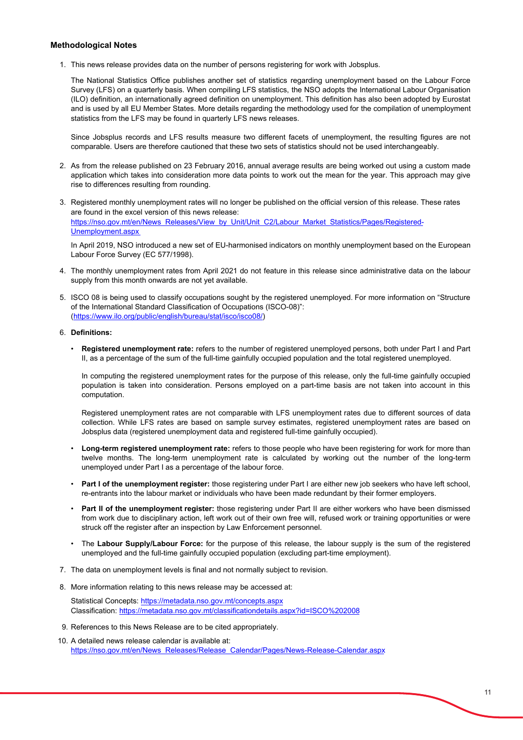**Methodological Notes**

1. This news release provides data on the number of persons registering for work with Jobsplus.

   The National Statistics Office publishes another set of statistics regarding unemployment based on the Labour Force Survey (LFS) on a quarterly basis. When compiling LFS statistics, the NSO adopts the International Labour Organisation (ILO) definition, an internationally agreed definition on unemployment. This definition has also been adopted by Eurostat and is used by all EU Member States. More details regarding the methodology used for the compilation of unemployment statistics from the LFS may be found in quarterly LFS news releases.

   Since Jobsplus records and LFS results measure two different facets of unemployment, the resulting figures are not comparable. Users are therefore cautioned that these two sets of statistics should not be used interchangeably.

2. As from the release published on 23 February 2016, annual average results are being worked out using a custom made application which takes into consideration more data points to work out the mean for the year. This approach may give rise to differences resulting from rounding.

3. Registered monthly unemployment rates will no longer be published on the official version of this release. These rates are found in the excel version of this news release:
   https://nso.gov.mt/en/News_Releases/View_by_Unit/Unit_C2/Labour_Market_Statistics/Pages/Registered-Unemployment.aspx

   In April 2019, NSO introduced a new set of EU-harmonised indicators on monthly unemployment based on the European Labour Force Survey (EC 577/1998).

4. The monthly unemployment rates from April 2021 do not feature in this release since administrative data on the labour supply from this month onwards are not yet available.

5. ISCO 08 is being used to classify occupations sought by the registered unemployed. For more information on "Structure of the International Standard Classification of Occupations (ISCO-08)": (https://www.ilo.org/public/english/bureau/stat/isco/isco08/)

6. **Definitions:**

   - **Registered unemployment rate:** refers to the number of registered unemployed persons, both under Part I and Part II, as a percentage of the sum of the full-time gainfully occupied population and the total registered unemployed.

     In computing the registered unemployment rates for the purpose of this release, only the full-time gainfully occupied population is taken into consideration. Persons employed on a part-time basis are not taken into account in this computation.

     Registered unemployment rates are not comparable with LFS unemployment rates due to different sources of data collection. While LFS rates are based on sample survey estimates, registered unemployment rates are based on Jobsplus data (registered unemployment data and registered full-time gainfully occupied).

   - **Long-term registered unemployment rate:** refers to those people who have been registering for work for more than twelve months. The long-term unemployment rate is calculated by working out the number of the long-term unemployed under Part I as a percentage of the labour force.

   - **Part I of the unemployment register:** those registering under Part I are either new job seekers who have left school, re-entrants into the labour market or individuals who have been made redundant by their former employers.

   - **Part II of the unemployment register:** those registering under Part II are either workers who have been dismissed from work due to disciplinary action, left work out of their own free will, refused work or training opportunities or were struck off the register after an inspection by Law Enforcement personnel.

   - The **Labour Supply/Labour Force:** for the purpose of this release, the labour supply is the sum of the registered unemployed and the full-time gainfully occupied population (excluding part-time employment).

7. The data on unemployment levels is final and not normally subject to revision.

8. More information relating to this news release may be accessed at:

   Statistical Concepts: https://metadata.nso.gov.mt/concepts.aspx
   Classification: https://metadata.nso.gov.mt/classificationdetails.aspx?id=ISCO%202008

9. References to this News Release are to be cited appropriately.

10. A detailed news release calendar is available at:
    https://nso.gov.mt/en/News_Releases/Release_Calendar/Pages/News-Release-Calendar.aspx